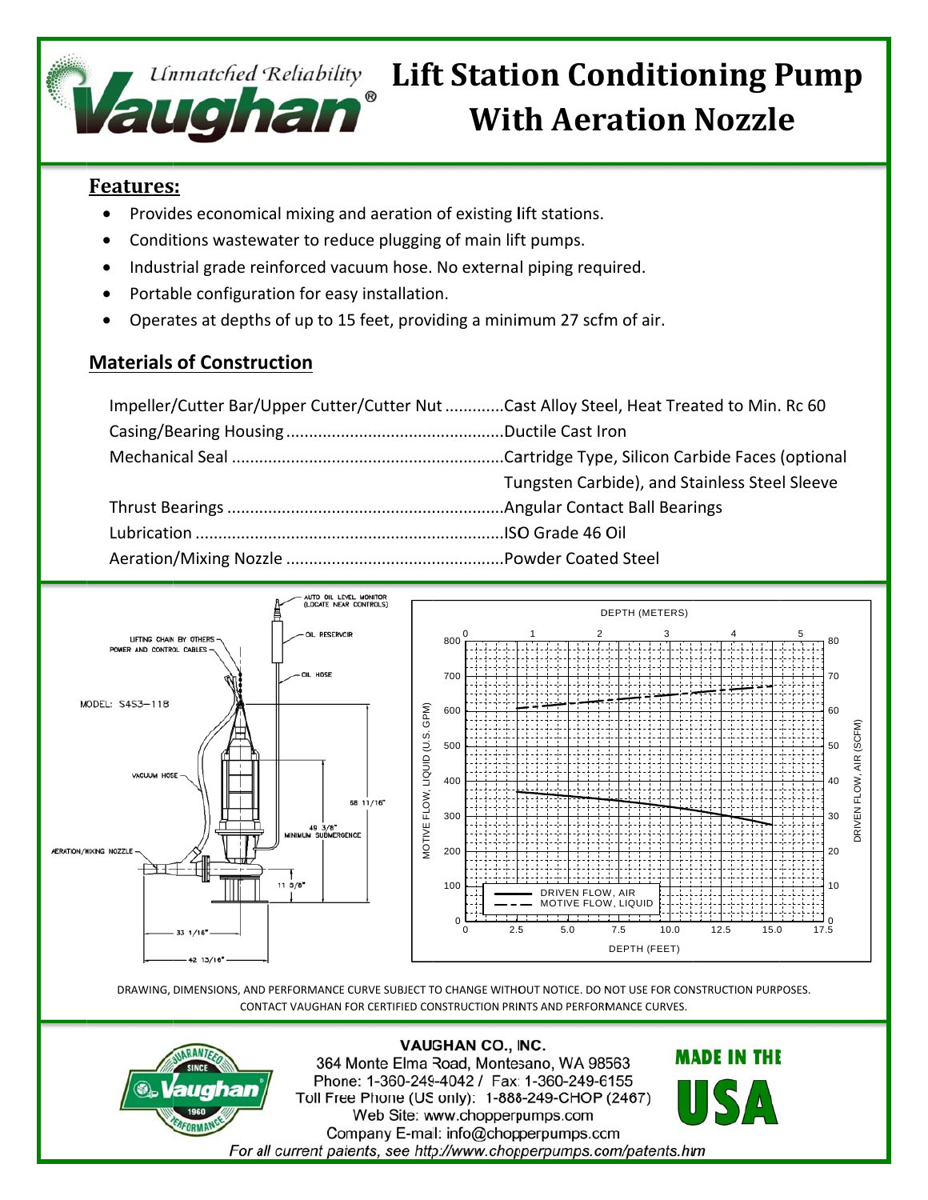# Lift Station Conditioning Pump With Aeration Nozzle

*Unmatched Reliability* **Vaughan®**

## Features:

- Provides economical mixing and aeration of existing lift stations.
- Conditions wastewater to reduce plugging of main lift pumps.
- Industrial grade reinforced vacuum hose. No external piping required.
- Portable configuration for easy installation.
- Operates at depths of up to 15 feet, providing a minimum 27 scfm of air.

## Materials of Construction

| | |
|---|---|
| Impeller/Cutter Bar/Upper Cutter/Cutter Nut | Cast Alloy Steel, Heat Treated to Min. Rc 60 |
| Casing/Bearing Housing | Ductile Cast Iron |
| Mechanical Seal | Cartridge Type, Silicon Carbide Faces (optional Tungsten Carbide), and Stainless Steel Sleeve |
| Thrust Bearings | Angular Contact Ball Bearings |
| Lubrication | ISO Grade 46 Oil |
| Aeration/Mixing Nozzle | Powder Coated Steel |

MODEL: S4S3-118

AUTO OIL LEVEL MONITOR (LOCATE NEAR CONTROLS); OIL RESERVOIR; OIL HOSE; LIFTING CHAIN BY OTHERS; POWER AND CONTROL CABLES; VACUUM HOSE; AERATION/MIXING NOZZLE; 58 11/16"; 49 3/8" MINIMUM SUBMERGENCE; 11 5/8"; 33 1/16"; 42 13/16"

DEPTH (METERS); MOTIVE FLOW, LIQUID (U.S. GPM); DRIVEN FLOW, AIR (SCFM); DEPTH (FEET); DRIVEN FLOW, AIR; MOTIVE FLOW, LIQUID

DRAWING, DIMENSIONS, AND PERFORMANCE CURVE SUBJECT TO CHANGE WITHOUT NOTICE. DO NOT USE FOR CONSTRUCTION PURPOSES. CONTACT VAUGHAN FOR CERTIFIED CONSTRUCTION PRINTS AND PERFORMANCE CURVES.

**VAUGHAN CO., INC.**
364 Monte Elma Road, Montesano, WA 98563
Phone: 1-360-249-4042 / Fax: 1-360-249-6155
Toll Free Phone (US only): 1-888-249-CHOP (2467)
Web Site: www.chopperpumps.com
Company E-mail: info@chopperpumps.com
*For all current patents, see http://www.chopperpumps.com/patents.htm*

GUARANTEED SINCE 1960 PERFORMANCE

MADE IN THE USA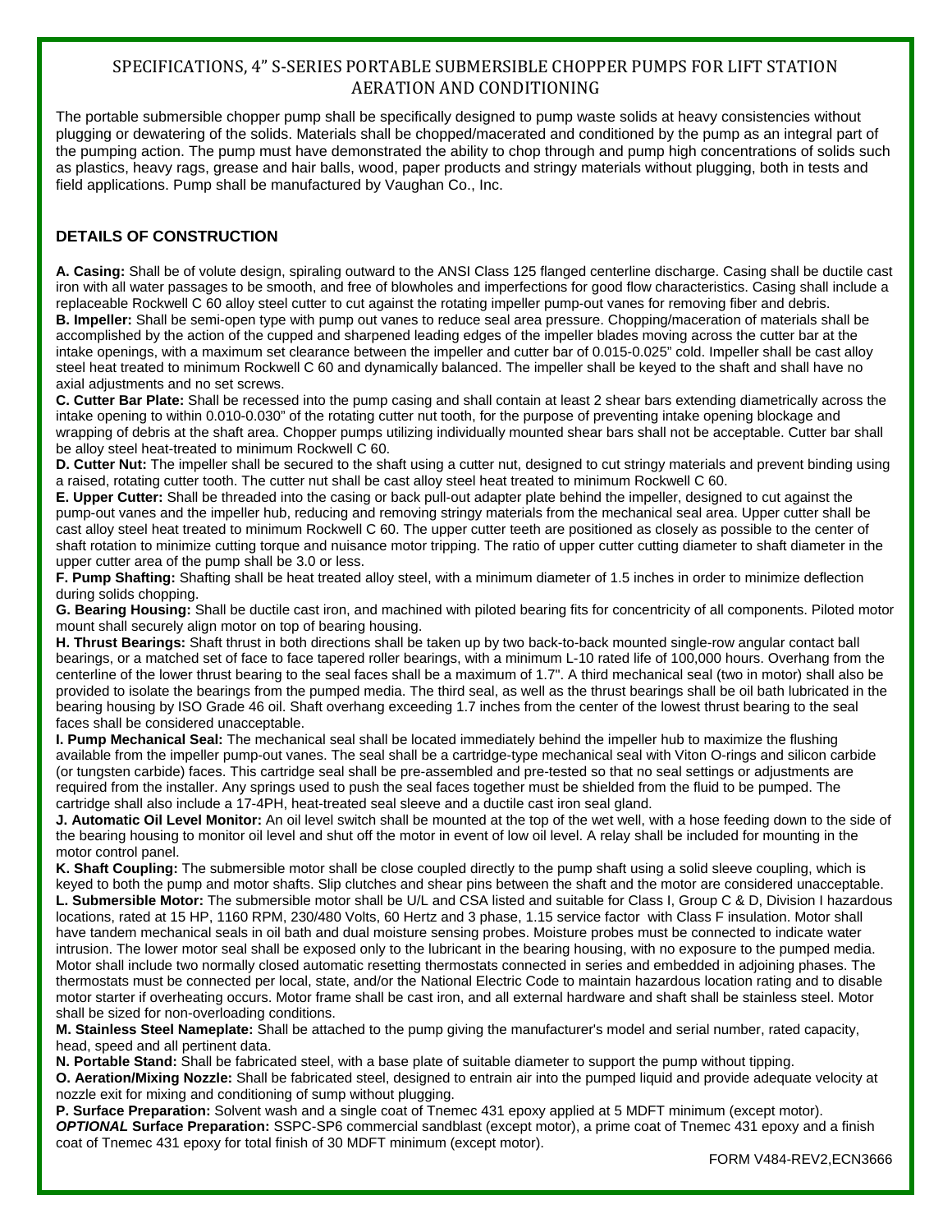# SPECIFICATIONS, 4" S-SERIES PORTABLE SUBMERSIBLE CHOPPER PUMPS FOR LIFT STATION AERATION AND CONDITIONING

The portable submersible chopper pump shall be specifically designed to pump waste solids at heavy consistencies without plugging or dewatering of the solids. Materials shall be chopped/macerated and conditioned by the pump as an integral part of the pumping action. The pump must have demonstrated the ability to chop through and pump high concentrations of solids such as plastics, heavy rags, grease and hair balls, wood, paper products and stringy materials without plugging, both in tests and field applications. Pump shall be manufactured by Vaughan Co., Inc.

## DETAILS OF CONSTRUCTION

**A. Casing:** Shall be of volute design, spiraling outward to the ANSI Class 125 flanged centerline discharge. Casing shall be ductile cast iron with all water passages to be smooth, and free of blowholes and imperfections for good flow characteristics. Casing shall include a replaceable Rockwell C 60 alloy steel cutter to cut against the rotating impeller pump-out vanes for removing fiber and debris.

**B. Impeller:** Shall be semi-open type with pump out vanes to reduce seal area pressure. Chopping/maceration of materials shall be accomplished by the action of the cupped and sharpened leading edges of the impeller blades moving across the cutter bar at the intake openings, with a maximum set clearance between the impeller and cutter bar of 0.015-0.025" cold. Impeller shall be cast alloy steel heat treated to minimum Rockwell C 60 and dynamically balanced. The impeller shall be keyed to the shaft and shall have no axial adjustments and no set screws.

**C. Cutter Bar Plate:** Shall be recessed into the pump casing and shall contain at least 2 shear bars extending diametrically across the intake opening to within 0.010-0.030" of the rotating cutter nut tooth, for the purpose of preventing intake opening blockage and wrapping of debris at the shaft area. Chopper pumps utilizing individually mounted shear bars shall not be acceptable. Cutter bar shall be alloy steel heat-treated to minimum Rockwell C 60.

**D. Cutter Nut:** The impeller shall be secured to the shaft using a cutter nut, designed to cut stringy materials and prevent binding using a raised, rotating cutter tooth. The cutter nut shall be cast alloy steel heat treated to minimum Rockwell C 60.

**E. Upper Cutter:** Shall be threaded into the casing or back pull-out adapter plate behind the impeller, designed to cut against the pump-out vanes and the impeller hub, reducing and removing stringy materials from the mechanical seal area. Upper cutter shall be cast alloy steel heat treated to minimum Rockwell C 60. The upper cutter teeth are positioned as closely as possible to the center of shaft rotation to minimize cutting torque and nuisance motor tripping. The ratio of upper cutter cutting diameter to shaft diameter in the upper cutter area of the pump shall be 3.0 or less.

**F. Pump Shafting:** Shafting shall be heat treated alloy steel, with a minimum diameter of 1.5 inches in order to minimize deflection during solids chopping.

**G. Bearing Housing:** Shall be ductile cast iron, and machined with piloted bearing fits for concentricity of all components. Piloted motor mount shall securely align motor on top of bearing housing.

**H. Thrust Bearings:** Shaft thrust in both directions shall be taken up by two back-to-back mounted single-row angular contact ball bearings, or a matched set of face to face tapered roller bearings, with a minimum L-10 rated life of 100,000 hours. Overhang from the centerline of the lower thrust bearing to the seal faces shall be a maximum of 1.7". A third mechanical seal (two in motor) shall also be provided to isolate the bearings from the pumped media. The third seal, as well as the thrust bearings shall be oil bath lubricated in the bearing housing by ISO Grade 46 oil. Shaft overhang exceeding 1.7 inches from the center of the lowest thrust bearing to the seal faces shall be considered unacceptable.

**I. Pump Mechanical Seal:** The mechanical seal shall be located immediately behind the impeller hub to maximize the flushing available from the impeller pump-out vanes. The seal shall be a cartridge-type mechanical seal with Viton O-rings and silicon carbide (or tungsten carbide) faces. This cartridge seal shall be pre-assembled and pre-tested so that no seal settings or adjustments are required from the installer. Any springs used to push the seal faces together must be shielded from the fluid to be pumped. The cartridge shall also include a 17-4PH, heat-treated seal sleeve and a ductile cast iron seal gland.

**J. Automatic Oil Level Monitor:** An oil level switch shall be mounted at the top of the wet well, with a hose feeding down to the side of the bearing housing to monitor oil level and shut off the motor in event of low oil level. A relay shall be included for mounting in the motor control panel.

**K. Shaft Coupling:** The submersible motor shall be close coupled directly to the pump shaft using a solid sleeve coupling, which is keyed to both the pump and motor shafts. Slip clutches and shear pins between the shaft and the motor are considered unacceptable.

**L. Submersible Motor:** The submersible motor shall be U/L and CSA listed and suitable for Class I, Group C & D, Division I hazardous locations, rated at 15 HP, 1160 RPM, 230/480 Volts, 60 Hertz and 3 phase, 1.15 service factor with Class F insulation. Motor shall have tandem mechanical seals in oil bath and dual moisture sensing probes. Moisture probes must be connected to indicate water intrusion. The lower motor seal shall be exposed only to the lubricant in the bearing housing, with no exposure to the pumped media. Motor shall include two normally closed automatic resetting thermostats connected in series and embedded in adjoining phases. The thermostats must be connected per local, state, and/or the National Electric Code to maintain hazardous location rating and to disable motor starter if overheating occurs. Motor frame shall be cast iron, and all external hardware and shaft shall be stainless steel. Motor shall be sized for non-overloading conditions.

**M. Stainless Steel Nameplate:** Shall be attached to the pump giving the manufacturer's model and serial number, rated capacity, head, speed and all pertinent data.

**N. Portable Stand:** Shall be fabricated steel, with a base plate of suitable diameter to support the pump without tipping.

**O. Aeration/Mixing Nozzle:** Shall be fabricated steel, designed to entrain air into the pumped liquid and provide adequate velocity at nozzle exit for mixing and conditioning of sump without plugging.

**P. Surface Preparation:** Solvent wash and a single coat of Tnemec 431 epoxy applied at 5 MDFT minimum (except motor).

***OPTIONAL*** **Surface Preparation:** SSPC-SP6 commercial sandblast (except motor), a prime coat of Tnemec 431 epoxy and a finish coat of Tnemec 431 epoxy for total finish of 30 MDFT minimum (except motor).

FORM V484-REV2,ECN3666